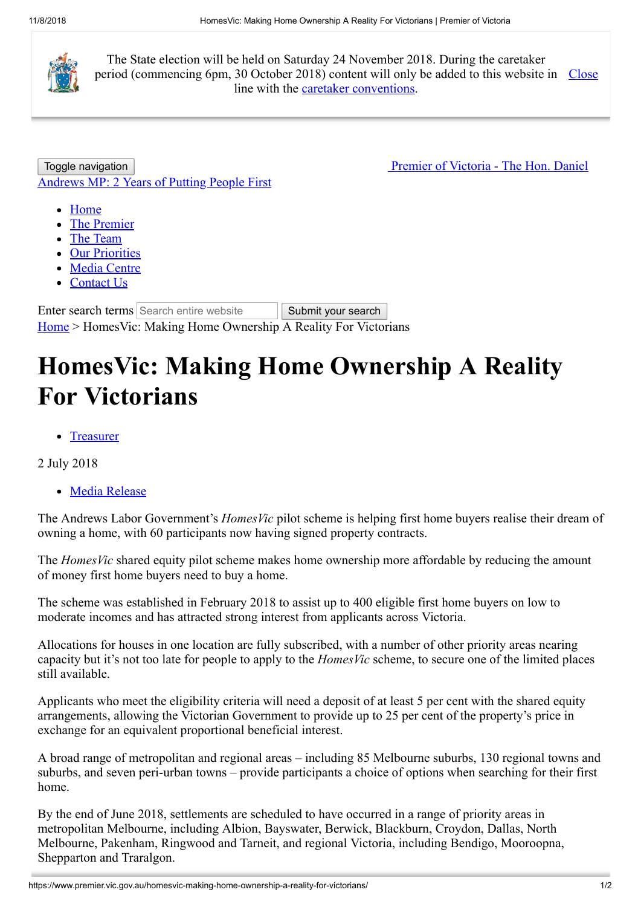The State election will be held on Saturday 24 November 2018. During the caretaker period (commencing 6pm, 30 October 2018) content will only be added to this website in line with the caretaker conventions. Close

Toggle navigation

Premier of Victoria - The Hon. Daniel Andrews MP: 2 Years of Putting People First

- Home
- The Premier
- The Team
- Our Priorities
- Media Centre
- Contact Us

Enter search terms Search entire website Submit your search

Home > HomesVic: Making Home Ownership A Reality For Victorians

# HomesVic: Making Home Ownership A Reality For Victorians

- Treasurer

2 July 2018

- Media Release

The Andrews Labor Government's *HomesVic* pilot scheme is helping first home buyers realise their dream of owning a home, with 60 participants now having signed property contracts.

The *HomesVic* shared equity pilot scheme makes home ownership more affordable by reducing the amount of money first home buyers need to buy a home.

The scheme was established in February 2018 to assist up to 400 eligible first home buyers on low to moderate incomes and has attracted strong interest from applicants across Victoria.

Allocations for houses in one location are fully subscribed, with a number of other priority areas nearing capacity but it's not too late for people to apply to the *HomesVic* scheme, to secure one of the limited places still available.

Applicants who meet the eligibility criteria will need a deposit of at least 5 per cent with the shared equity arrangements, allowing the Victorian Government to provide up to 25 per cent of the property's price in exchange for an equivalent proportional beneficial interest.

A broad range of metropolitan and regional areas – including 85 Melbourne suburbs, 130 regional towns and suburbs, and seven peri-urban towns – provide participants a choice of options when searching for their first home.

By the end of June 2018, settlements are scheduled to have occurred in a range of priority areas in metropolitan Melbourne, including Albion, Bayswater, Berwick, Blackburn, Croydon, Dallas, North Melbourne, Pakenham, Ringwood and Tarneit, and regional Victoria, including Bendigo, Mooroopna, Shepparton and Traralgon.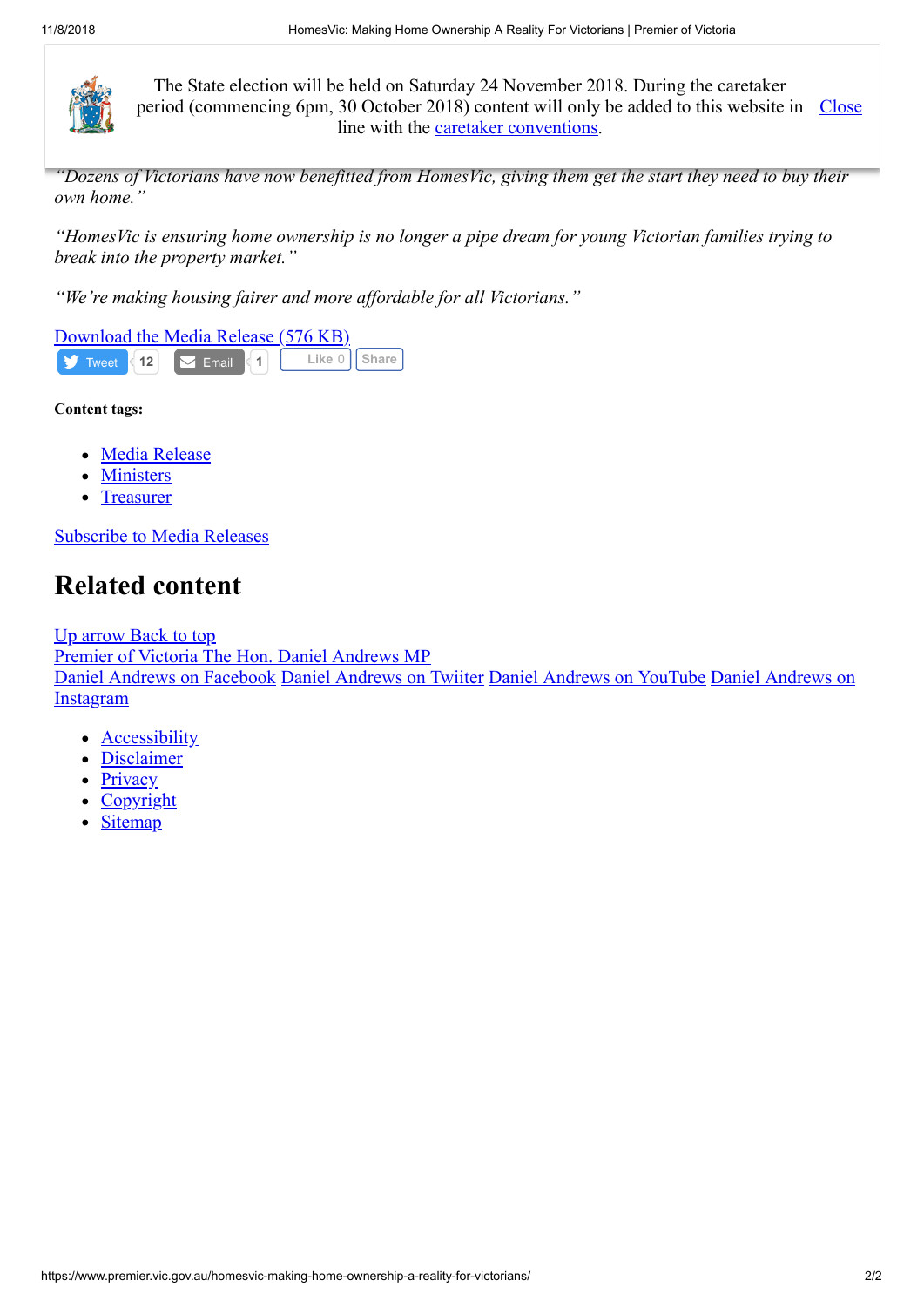The State election will be held on Saturday 24 November 2018. During the caretaker period (commencing 6pm, 30 October 2018) content will only be added to this website in line with the caretaker conventions. Close

*"Dozens of Victorians have now benefitted from HomesVic, giving them get the start they need to buy their own home."*

*"HomesVic is ensuring home ownership is no longer a pipe dream for young Victorian families trying to break into the property market."*

*"We're making housing fairer and more affordable for all Victorians."*

Download the Media Release (576 KB)

Tweet 12 Email 1 Like 0 Share

**Content tags:**

- Media Release
- Ministers
- Treasurer

Subscribe to Media Releases

## Related content

Up arrow Back to top
Premier of Victoria The Hon. Daniel Andrews MP
Daniel Andrews on Facebook Daniel Andrews on Twiiter Daniel Andrews on YouTube Daniel Andrews on Instagram

- Accessibility
- Disclaimer
- Privacy
- Copyright
- Sitemap